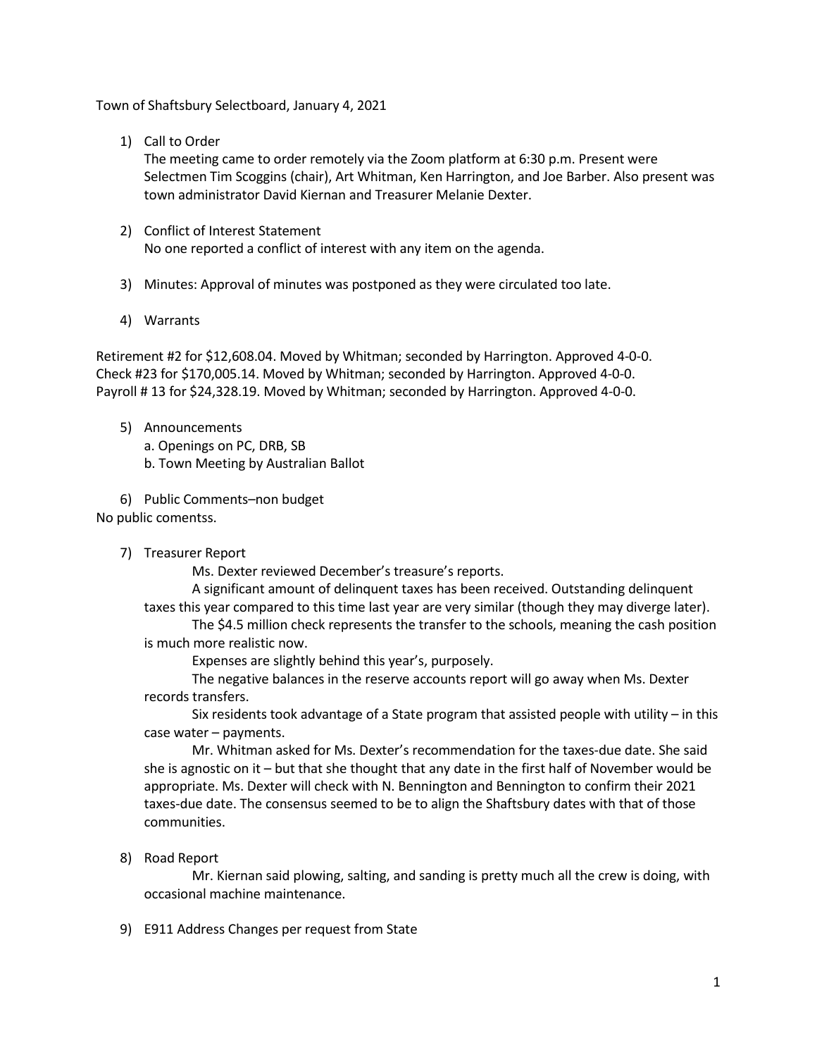Town of Shaftsbury Selectboard, January 4, 2021

1) Call to Order
   The meeting came to order remotely via the Zoom platform at 6:30 p.m. Present were Selectmen Tim Scoggins (chair), Art Whitman, Ken Harrington, and Joe Barber. Also present was town administrator David Kiernan and Treasurer Melanie Dexter.

2) Conflict of Interest Statement
   No one reported a conflict of interest with any item on the agenda.

3) Minutes: Approval of minutes was postponed as they were circulated too late.

4) Warrants

Retirement #2 for $12,608.04. Moved by Whitman; seconded by Harrington. Approved 4-0-0.
Check #23 for $170,005.14. Moved by Whitman; seconded by Harrington. Approved 4-0-0.
Payroll # 13 for $24,328.19. Moved by Whitman; seconded by Harrington. Approved 4-0-0.

5) Announcements
   a. Openings on PC, DRB, SB
   b. Town Meeting by Australian Ballot

6) Public Comments–non budget

No public comentss.

7) Treasurer Report

   Ms. Dexter reviewed December's treasure's reports.

   A significant amount of delinquent taxes has been received. Outstanding delinquent taxes this year compared to this time last year are very similar (though they may diverge later).

   The $4.5 million check represents the transfer to the schools, meaning the cash position is much more realistic now.

   Expenses are slightly behind this year's, purposely.

   The negative balances in the reserve accounts report will go away when Ms. Dexter records transfers.

   Six residents took advantage of a State program that assisted people with utility – in this case water – payments.

   Mr. Whitman asked for Ms. Dexter's recommendation for the taxes-due date. She said she is agnostic on it – but that she thought that any date in the first half of November would be appropriate. Ms. Dexter will check with N. Bennington and Bennington to confirm their 2021 taxes-due date. The consensus seemed to be to align the Shaftsbury dates with that of those communities.

8) Road Report

   Mr. Kiernan said plowing, salting, and sanding is pretty much all the crew is doing, with occasional machine maintenance.

9) E911 Address Changes per request from State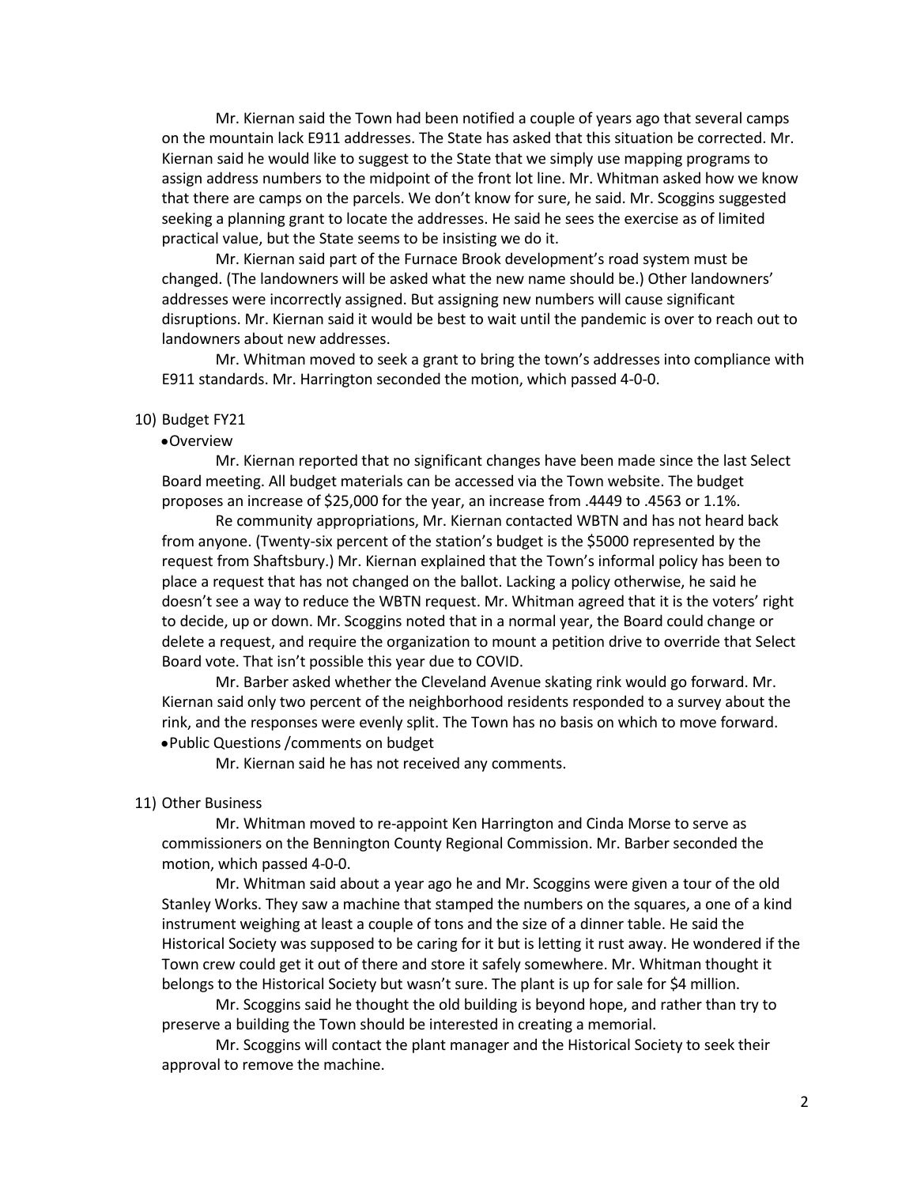Mr. Kiernan said the Town had been notified a couple of years ago that several camps on the mountain lack E911 addresses. The State has asked that this situation be corrected. Mr. Kiernan said he would like to suggest to the State that we simply use mapping programs to assign address numbers to the midpoint of the front lot line. Mr. Whitman asked how we know that there are camps on the parcels. We don't know for sure, he said. Mr. Scoggins suggested seeking a planning grant to locate the addresses. He said he sees the exercise as of limited practical value, but the State seems to be insisting we do it.

Mr. Kiernan said part of the Furnace Brook development's road system must be changed. (The landowners will be asked what the new name should be.) Other landowners' addresses were incorrectly assigned. But assigning new numbers will cause significant disruptions. Mr. Kiernan said it would be best to wait until the pandemic is over to reach out to landowners about new addresses.

Mr. Whitman moved to seek a grant to bring the town's addresses into compliance with E911 standards. Mr. Harrington seconded the motion, which passed 4-0-0.

10) Budget FY21

- Overview

Mr. Kiernan reported that no significant changes have been made since the last Select Board meeting. All budget materials can be accessed via the Town website. The budget proposes an increase of $25,000 for the year, an increase from .4449 to .4563 or 1.1%.

Re community appropriations, Mr. Kiernan contacted WBTN and has not heard back from anyone. (Twenty-six percent of the station's budget is the $5000 represented by the request from Shaftsbury.) Mr. Kiernan explained that the Town's informal policy has been to place a request that has not changed on the ballot. Lacking a policy otherwise, he said he doesn't see a way to reduce the WBTN request. Mr. Whitman agreed that it is the voters' right to decide, up or down. Mr. Scoggins noted that in a normal year, the Board could change or delete a request, and require the organization to mount a petition drive to override that Select Board vote. That isn't possible this year due to COVID.

Mr. Barber asked whether the Cleveland Avenue skating rink would go forward. Mr. Kiernan said only two percent of the neighborhood residents responded to a survey about the rink, and the responses were evenly split. The Town has no basis on which to move forward.

- Public Questions /comments on budget

Mr. Kiernan said he has not received any comments.

11) Other Business

Mr. Whitman moved to re-appoint Ken Harrington and Cinda Morse to serve as commissioners on the Bennington County Regional Commission. Mr. Barber seconded the motion, which passed 4-0-0.

Mr. Whitman said about a year ago he and Mr. Scoggins were given a tour of the old Stanley Works. They saw a machine that stamped the numbers on the squares, a one of a kind instrument weighing at least a couple of tons and the size of a dinner table. He said the Historical Society was supposed to be caring for it but is letting it rust away. He wondered if the Town crew could get it out of there and store it safely somewhere. Mr. Whitman thought it belongs to the Historical Society but wasn't sure. The plant is up for sale for $4 million.

Mr. Scoggins said he thought the old building is beyond hope, and rather than try to preserve a building the Town should be interested in creating a memorial.

Mr. Scoggins will contact the plant manager and the Historical Society to seek their approval to remove the machine.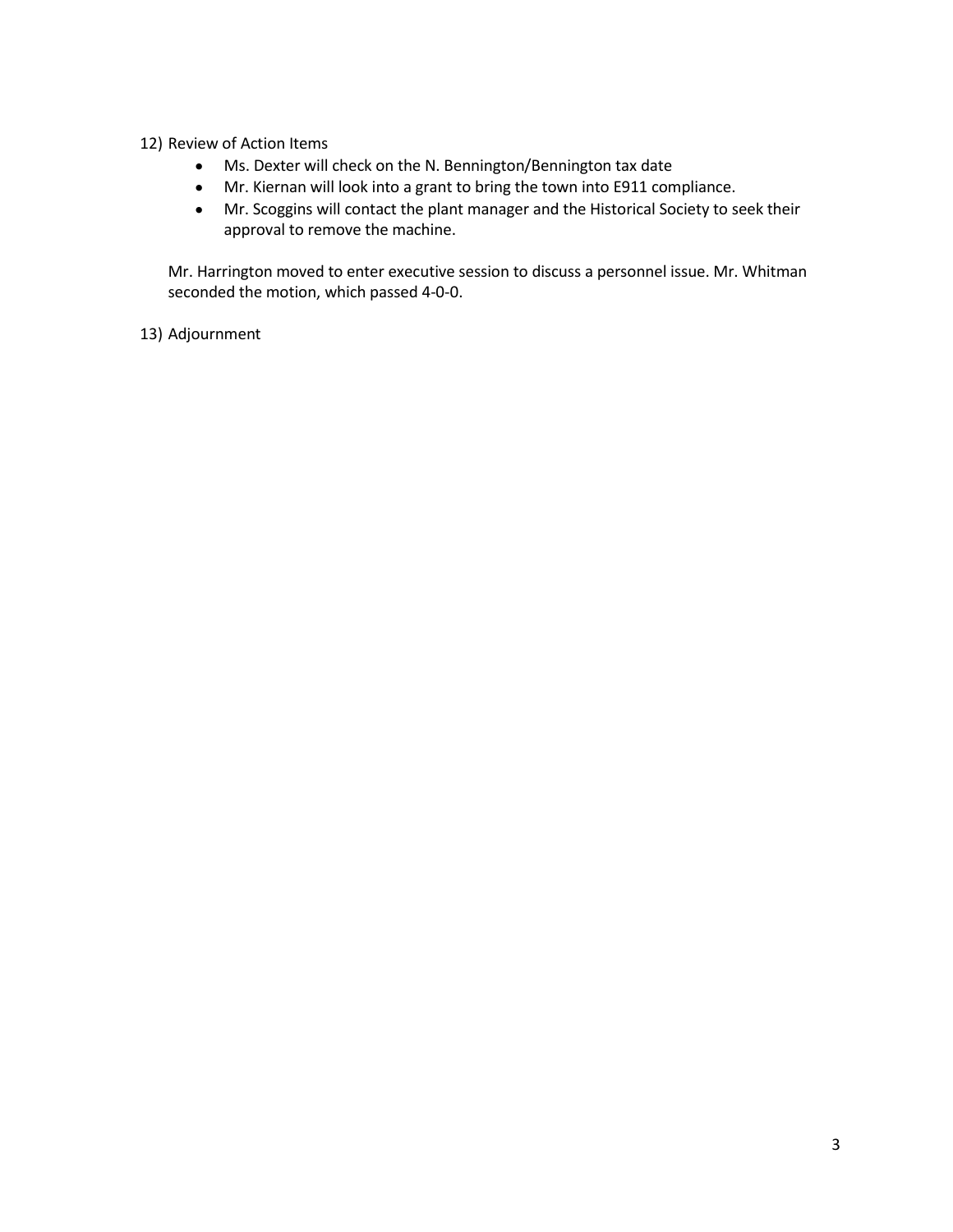12) Review of Action Items
    - Ms. Dexter will check on the N. Bennington/Bennington tax date
    - Mr. Kiernan will look into a grant to bring the town into E911 compliance.
    - Mr. Scoggins will contact the plant manager and the Historical Society to seek their approval to remove the machine.

    Mr. Harrington moved to enter executive session to discuss a personnel issue. Mr. Whitman seconded the motion, which passed 4-0-0.

13) Adjournment